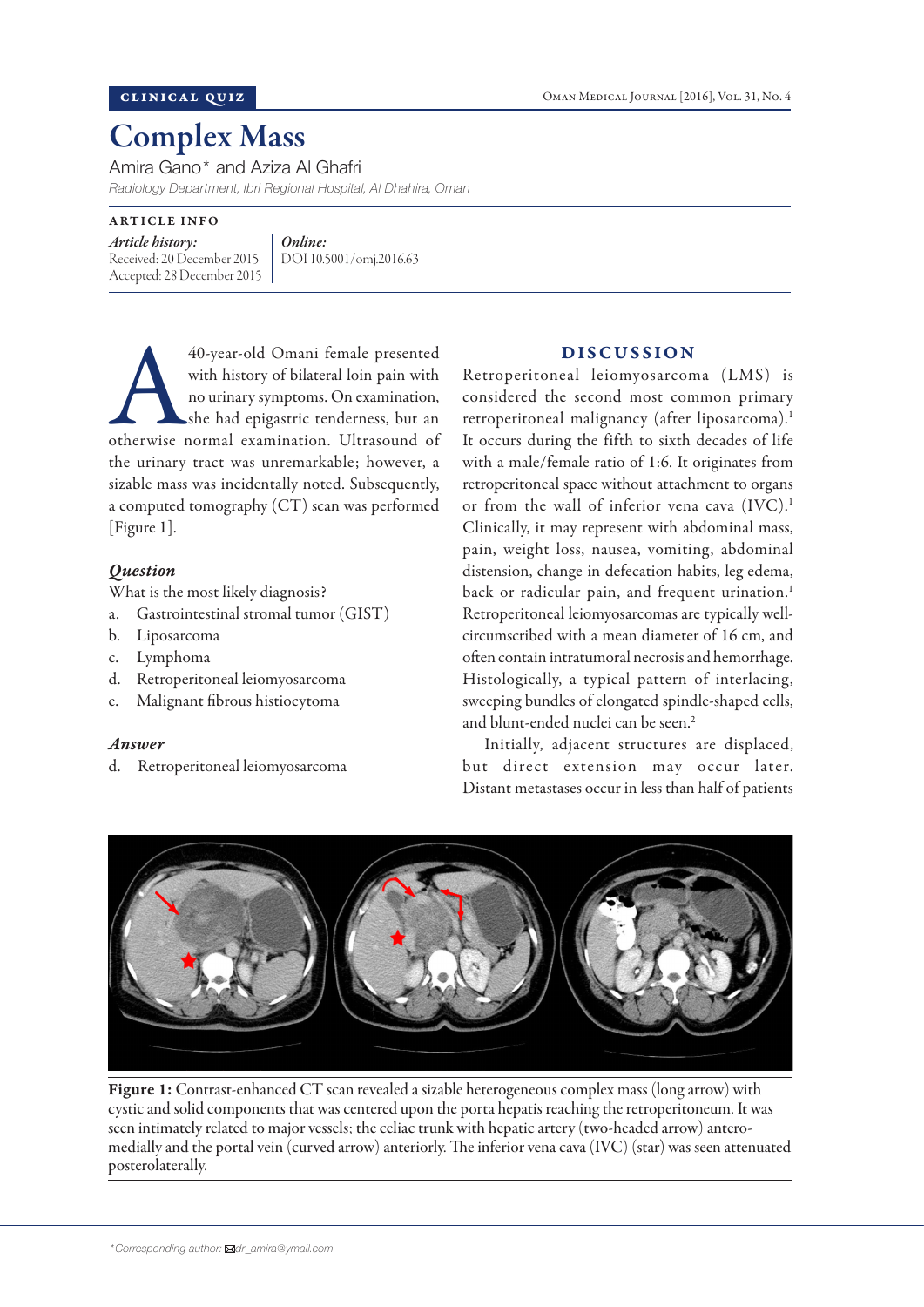CLINICAL QUIZ

# Complex Mass

Amira Gano* and Aziza Al Ghafri

*Radiology Department, Ibri Regional Hospital, Al Dhahira, Oman*

ARTICLE INFO

*Article history:*
Received: 20 December 2015
Accepted: 28 December 2015

*Online:*
DOI 10.5001/omj.2016.63

A 40-year-old Omani female presented with history of bilateral loin pain with no urinary symptoms. On examination, she had epigastric tenderness, but an otherwise normal examination. Ultrasound of the urinary tract was unremarkable; however, a sizable mass was incidentally noted. Subsequently, a computed tomography (CT) scan was performed [Figure 1].

### *Question*

What is the most likely diagnosis?

a. Gastrointestinal stromal tumor (GIST)
b. Liposarcoma
c. Lymphoma
d. Retroperitoneal leiomyosarcoma
e. Malignant fibrous histiocytoma

### *Answer*

d. Retroperitoneal leiomyosarcoma

## DISCUSSION

Retroperitoneal leiomyosarcoma (LMS) is considered the second most common primary retroperitoneal malignancy (after liposarcoma).[1] It occurs during the fifth to sixth decades of life with a male/female ratio of 1:6. It originates from retroperitoneal space without attachment to organs or from the wall of inferior vena cava (IVC).[1] Clinically, it may represent with abdominal mass, pain, weight loss, nausea, vomiting, abdominal distension, change in defecation habits, leg edema, back or radicular pain, and frequent urination.[1] Retroperitoneal leiomyosarcomas are typically well-circumscribed with a mean diameter of 16 cm, and often contain intratumoral necrosis and hemorrhage. Histologically, a typical pattern of interlacing, sweeping bundles of elongated spindle-shaped cells, and blunt-ended nuclei can be seen.[2]

Initially, adjacent structures are displaced, but direct extension may occur later. Distant metastases occur in less than half of patients

**Figure 1:** Contrast-enhanced CT scan revealed a sizable heterogeneous complex mass (long arrow) with cystic and solid components that was centered upon the porta hepatis reaching the retroperitoneum. It was seen intimately related to major vessels; the celiac trunk with hepatic artery (two-headed arrow) antero-medially and the portal vein (curved arrow) anteriorly. The inferior vena cava (IVC) (star) was seen attenuated posterolaterally.

*Corresponding author: dr_amira@ymail.com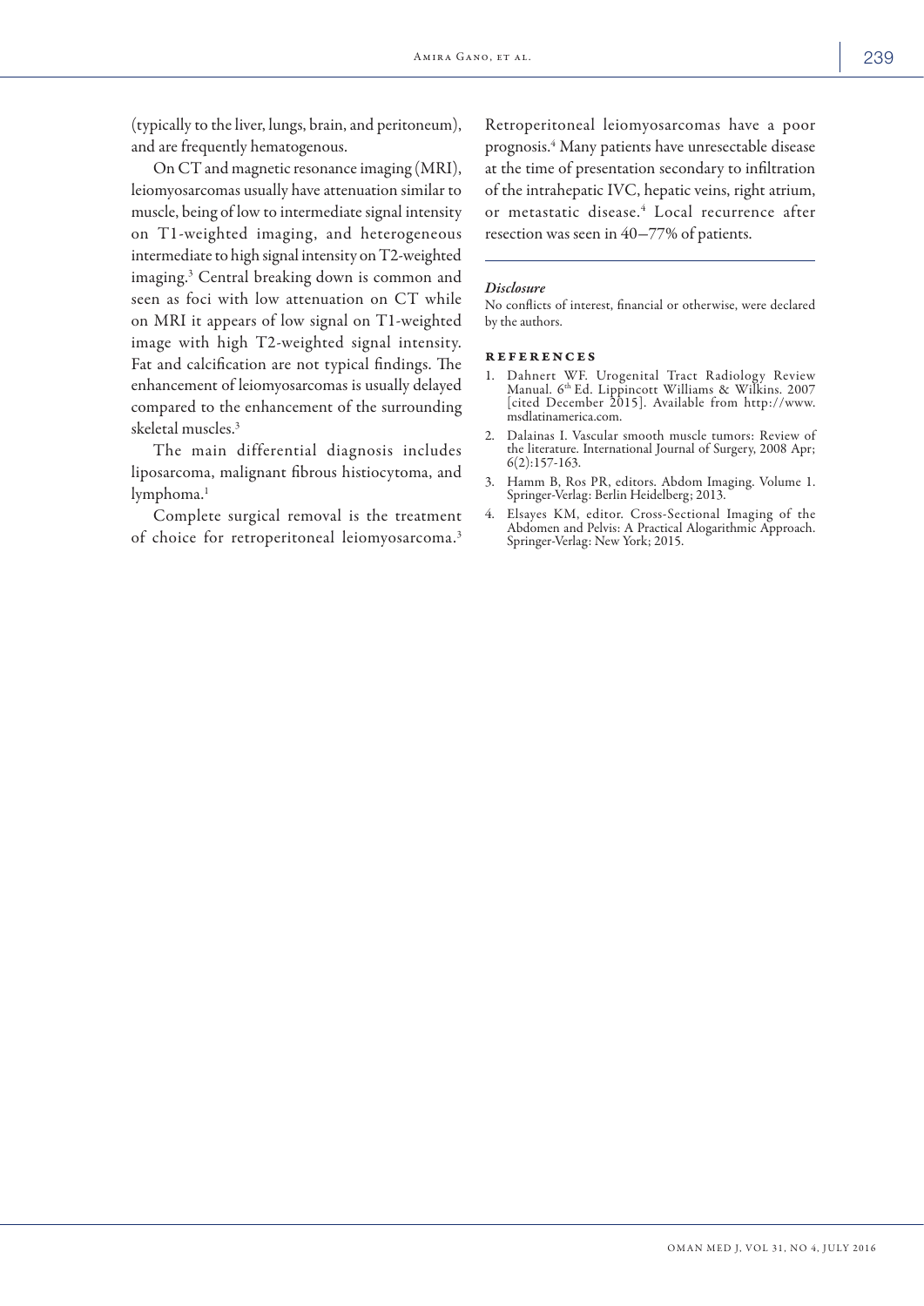(typically to the liver, lungs, brain, and peritoneum), and are frequently hematogenous.

On CT and magnetic resonance imaging (MRI), leiomyosarcomas usually have attenuation similar to muscle, being of low to intermediate signal intensity on T1-weighted imaging, and heterogeneous intermediate to high signal intensity on T2-weighted imaging.[3] Central breaking down is common and seen as foci with low attenuation on CT while on MRI it appears of low signal on T1-weighted image with high T2-weighted signal intensity. Fat and calcification are not typical findings. The enhancement of leiomyosarcomas is usually delayed compared to the enhancement of the surrounding skeletal muscles.[3]

The main differential diagnosis includes liposarcoma, malignant fibrous histiocytoma, and lymphoma.[1]

Complete surgical removal is the treatment of choice for retroperitoneal leiomyosarcoma.[3] Retroperitoneal leiomyosarcomas have a poor prognosis.[4] Many patients have unresectable disease at the time of presentation secondary to infiltration of the intrahepatic IVC, hepatic veins, right atrium, or metastatic disease.[4] Local recurrence after resection was seen in 40–77% of patients.

***Disclosure***

No conflicts of interest, financial or otherwise, were declared by the authors.

## References

1. Dahnert WF. Urogenital Tract Radiology Review Manual. 6th Ed. Lippincott Williams & Wilkins. 2007 [cited December 2015]. Available from http://www.msdlatinamerica.com.
2. Dalainas I. Vascular smooth muscle tumors: Review of the literature. International Journal of Surgery, 2008 Apr; 6(2):157-163.
3. Hamm B, Ros PR, editors. Abdom Imaging. Volume 1. Springer-Verlag: Berlin Heidelberg; 2013.
4. Elsayes KM, editor. Cross-Sectional Imaging of the Abdomen and Pelvis: A Practical Alogarithmic Approach. Springer-Verlag: New York; 2015.